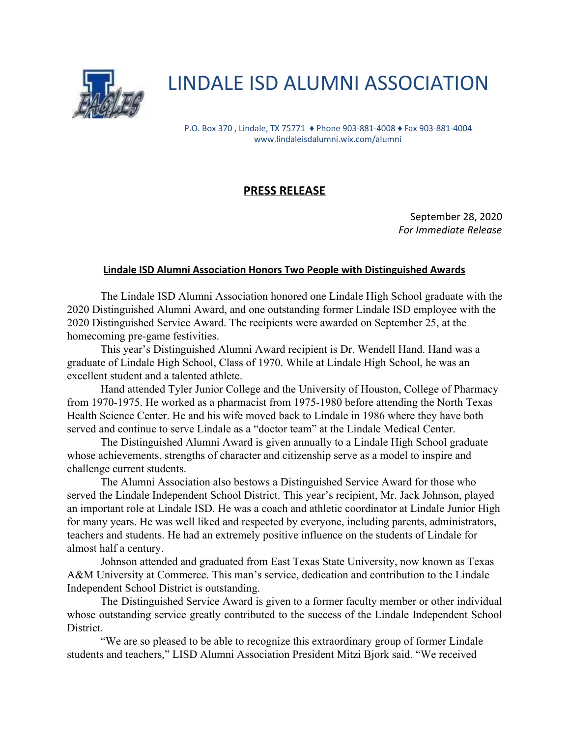# LINDALE ISD ALUMNI ASSOCIATION

P.O. Box 370 , Lindale, TX 75771 ♦ Phone 903-881-4008 ♦ Fax 903-881-4004
www.lindaleisdalumni.wix.com/alumni

## PRESS RELEASE

September 28, 2020
*For Immediate Release*

### Lindale ISD Alumni Association Honors Two People with Distinguished Awards

The Lindale ISD Alumni Association honored one Lindale High School graduate with the 2020 Distinguished Alumni Award, and one outstanding former Lindale ISD employee with the 2020 Distinguished Service Award. The recipients were awarded on September 25, at the homecoming pre-game festivities.

This year's Distinguished Alumni Award recipient is Dr. Wendell Hand. Hand was a graduate of Lindale High School, Class of 1970. While at Lindale High School, he was an excellent student and a talented athlete.

Hand attended Tyler Junior College and the University of Houston, College of Pharmacy from 1970-1975. He worked as a pharmacist from 1975-1980 before attending the North Texas Health Science Center. He and his wife moved back to Lindale in 1986 where they have both served and continue to serve Lindale as a "doctor team" at the Lindale Medical Center.

The Distinguished Alumni Award is given annually to a Lindale High School graduate whose achievements, strengths of character and citizenship serve as a model to inspire and challenge current students.

The Alumni Association also bestows a Distinguished Service Award for those who served the Lindale Independent School District. This year's recipient, Mr. Jack Johnson, played an important role at Lindale ISD. He was a coach and athletic coordinator at Lindale Junior High for many years. He was well liked and respected by everyone, including parents, administrators, teachers and students. He had an extremely positive influence on the students of Lindale for almost half a century.

Johnson attended and graduated from East Texas State University, now known as Texas A&M University at Commerce. This man's service, dedication and contribution to the Lindale Independent School District is outstanding.

The Distinguished Service Award is given to a former faculty member or other individual whose outstanding service greatly contributed to the success of the Lindale Independent School District.

"We are so pleased to be able to recognize this extraordinary group of former Lindale students and teachers," LISD Alumni Association President Mitzi Bjork said. "We received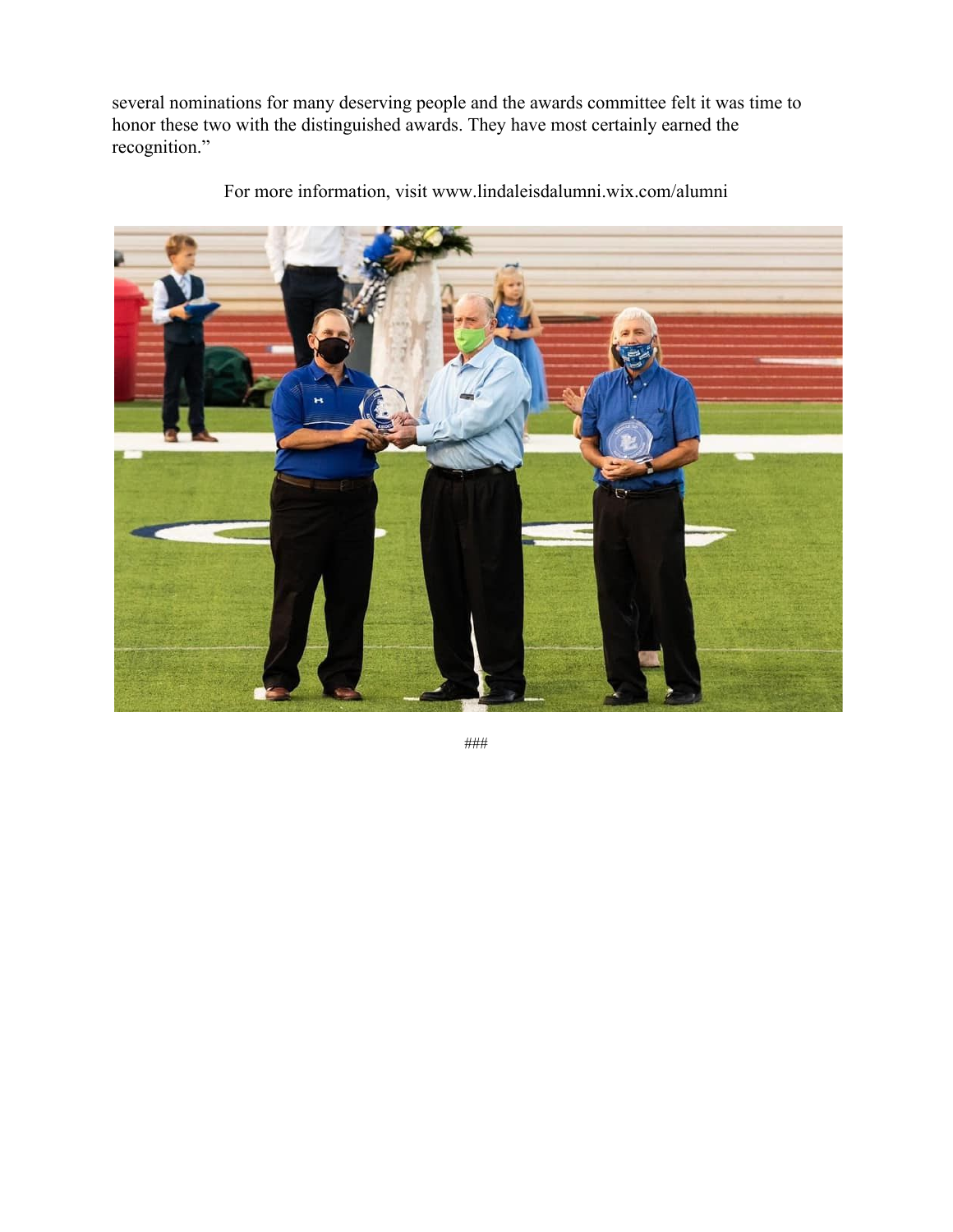several nominations for many deserving people and the awards committee felt it was time to honor these two with the distinguished awards. They have most certainly earned the recognition."

For more information, visit www.lindaleisdalumni.wix.com/alumni

###